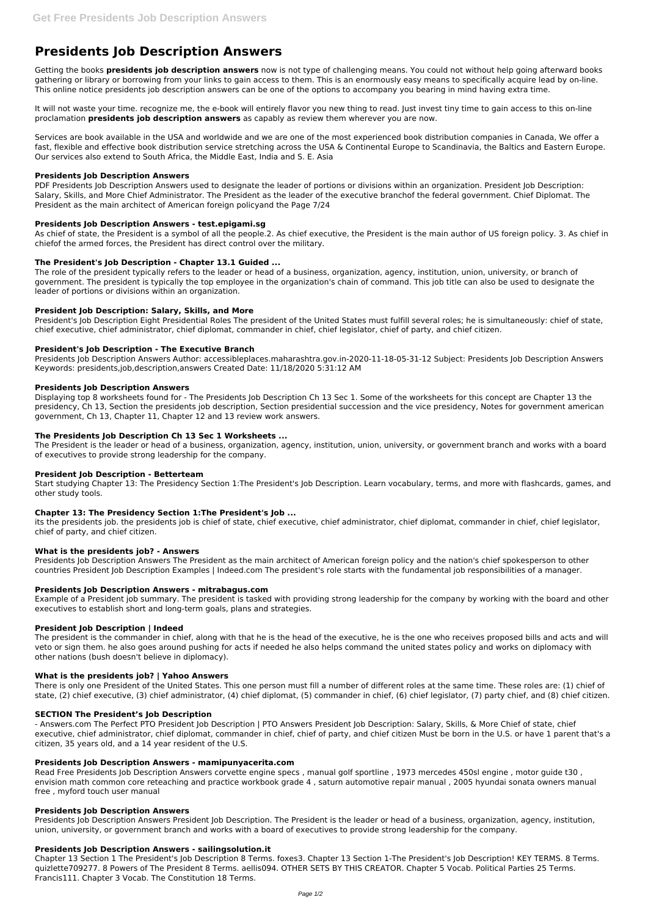# Presidents Job Description Answers

Getting the books **presidents job description answers** now is not type of challenging means. You could not without help going afterward books gathering or library or borrowing from your links to gain access to them. This is an enormously easy means to specifically acquire lead by on-line. This online notice presidents job description answers can be one of the options to accompany you bearing in mind having extra time.

It will not waste your time. recognize me, the e-book will entirely flavor you new thing to read. Just invest tiny time to gain access to this on-line proclamation **presidents job description answers** as capably as review them wherever you are now.

Services are book available in the USA and worldwide and we are one of the most experienced book distribution companies in Canada, We offer a fast, flexible and effective book distribution service stretching across the USA & Continental Europe to Scandinavia, the Baltics and Eastern Europe. Our services also extend to South Africa, the Middle East, India and S. E. Asia

### Presidents Job Description Answers

PDF Presidents Job Description Answers used to designate the leader of portions or divisions within an organization. President Job Description: Salary, Skills, and More Chief Administrator. The President as the leader of the executive branchof the federal government. Chief Diplomat. The President as the main architect of American foreign policyand the Page 7/24

### Presidents Job Description Answers - test.epigami.sg

As chief of state, the President is a symbol of all the people.2. As chief executive, the President is the main author of US foreign policy. 3. As chief in chiefof the armed forces, the President has direct control over the military.

### The President's Job Description - Chapter 13.1 Guided ...

The role of the president typically refers to the leader or head of a business, organization, agency, institution, union, university, or branch of government. The president is typically the top employee in the organization's chain of command. This job title can also be used to designate the leader of portions or divisions within an organization.

### President Job Description: Salary, Skills, and More

President's Job Description Eight Presidential Roles The president of the United States must fulfill several roles; he is simultaneously: chief of state, chief executive, chief administrator, chief diplomat, commander in chief, chief legislator, chief of party, and chief citizen.

### President's Job Description - The Executive Branch

Presidents Job Description Answers Author: accessibleplaces.maharashtra.gov.in-2020-11-18-05-31-12 Subject: Presidents Job Description Answers Keywords: presidents,job,description,answers Created Date: 11/18/2020 5:31:12 AM

### Presidents Job Description Answers

Displaying top 8 worksheets found for - The Presidents Job Description Ch 13 Sec 1. Some of the worksheets for this concept are Chapter 13 the presidency, Ch 13, Section the presidents job description, Section presidential succession and the vice presidency, Notes for government american government, Ch 13, Chapter 11, Chapter 12 and 13 review work answers.

### The Presidents Job Description Ch 13 Sec 1 Worksheets ...

The President is the leader or head of a business, organization, agency, institution, union, university, or government branch and works with a board of executives to provide strong leadership for the company.

### President Job Description - Betterteam

Start studying Chapter 13: The Presidency Section 1:The President's Job Description. Learn vocabulary, terms, and more with flashcards, games, and other study tools.

### Chapter 13: The Presidency Section 1:The President's Job ...

its the presidents job. the presidents job is chief of state, chief executive, chief administrator, chief diplomat, commander in chief, chief legislator, chief of party, and chief citizen.

### What is the presidents job? - Answers

Presidents Job Description Answers The President as the main architect of American foreign policy and the nation's chief spokesperson to other countries President Job Description Examples | Indeed.com The president's role starts with the fundamental job responsibilities of a manager.

### Presidents Job Description Answers - mitrabagus.com

Example of a President job summary. The president is tasked with providing strong leadership for the company by working with the board and other executives to establish short and long-term goals, plans and strategies.

### President Job Description | Indeed

The president is the commander in chief, along with that he is the head of the executive, he is the one who receives proposed bills and acts and will veto or sign them. he also goes around pushing for acts if needed he also helps command the united states policy and works on diplomacy with other nations (bush doesn't believe in diplomacy).

### What is the presidents job? | Yahoo Answers

There is only one President of the United States. This one person must fill a number of different roles at the same time. These roles are: (1) chief of state, (2) chief executive, (3) chief administrator, (4) chief diplomat, (5) commander in chief, (6) chief legislator, (7) party chief, and (8) chief citizen.

### SECTION The President's Job Description

- Answers.com The Perfect PTO President Job Description | PTO Answers President Job Description: Salary, Skills, & More Chief of state, chief executive, chief administrator, chief diplomat, commander in chief, chief of party, and chief citizen Must be born in the U.S. or have 1 parent that's a citizen, 35 years old, and a 14 year resident of the U.S.

### Presidents Job Description Answers - mamipunyacerita.com

Read Free Presidents Job Description Answers corvette engine specs , manual golf sportline , 1973 mercedes 450sl engine , motor guide t30 , envision math common core reteaching and practice workbook grade 4 , saturn automotive repair manual , 2005 hyundai sonata owners manual free , myford touch user manual

### Presidents Job Description Answers

Presidents Job Description Answers President Job Description. The President is the leader or head of a business, organization, agency, institution, union, university, or government branch and works with a board of executives to provide strong leadership for the company.

### Presidents Job Description Answers - sailingsolution.it

Chapter 13 Section 1 The President's Job Description 8 Terms. foxes3. Chapter 13 Section 1-The President's Job Description! KEY TERMS. 8 Terms. quizlette709277. 8 Powers of The President 8 Terms. aellis094. OTHER SETS BY THIS CREATOR. Chapter 5 Vocab. Political Parties 25 Terms. Francis111. Chapter 3 Vocab. The Constitution 18 Terms.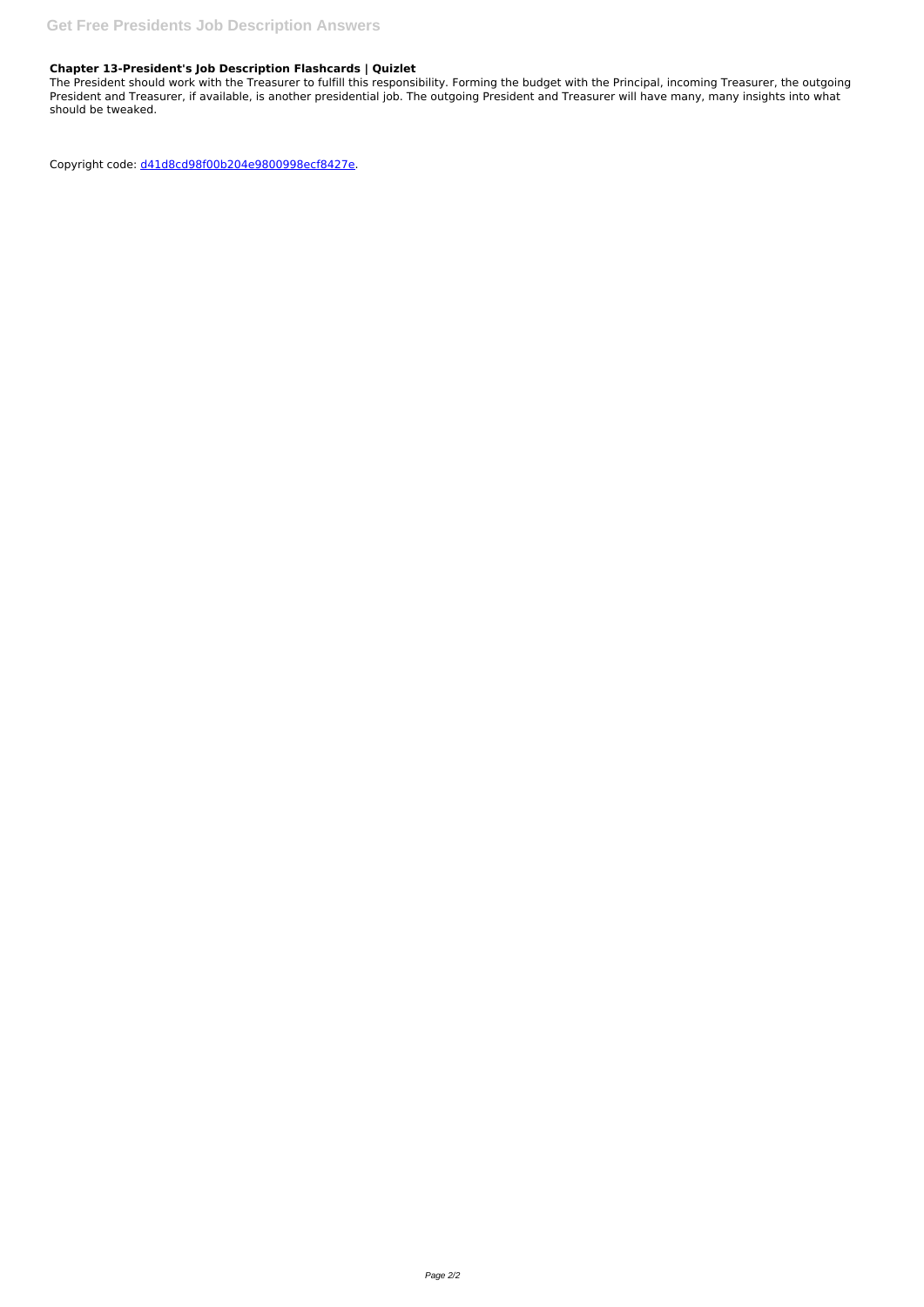**Chapter 13-President's Job Description Flashcards | Quizlet**

The President should work with the Treasurer to fulfill this responsibility. Forming the budget with the Principal, incoming Treasurer, the outgoing President and Treasurer, if available, is another presidential job. The outgoing President and Treasurer will have many, many insights into what should be tweaked.

Copyright code: d41d8cd98f00b204e9800998ecf8427e.